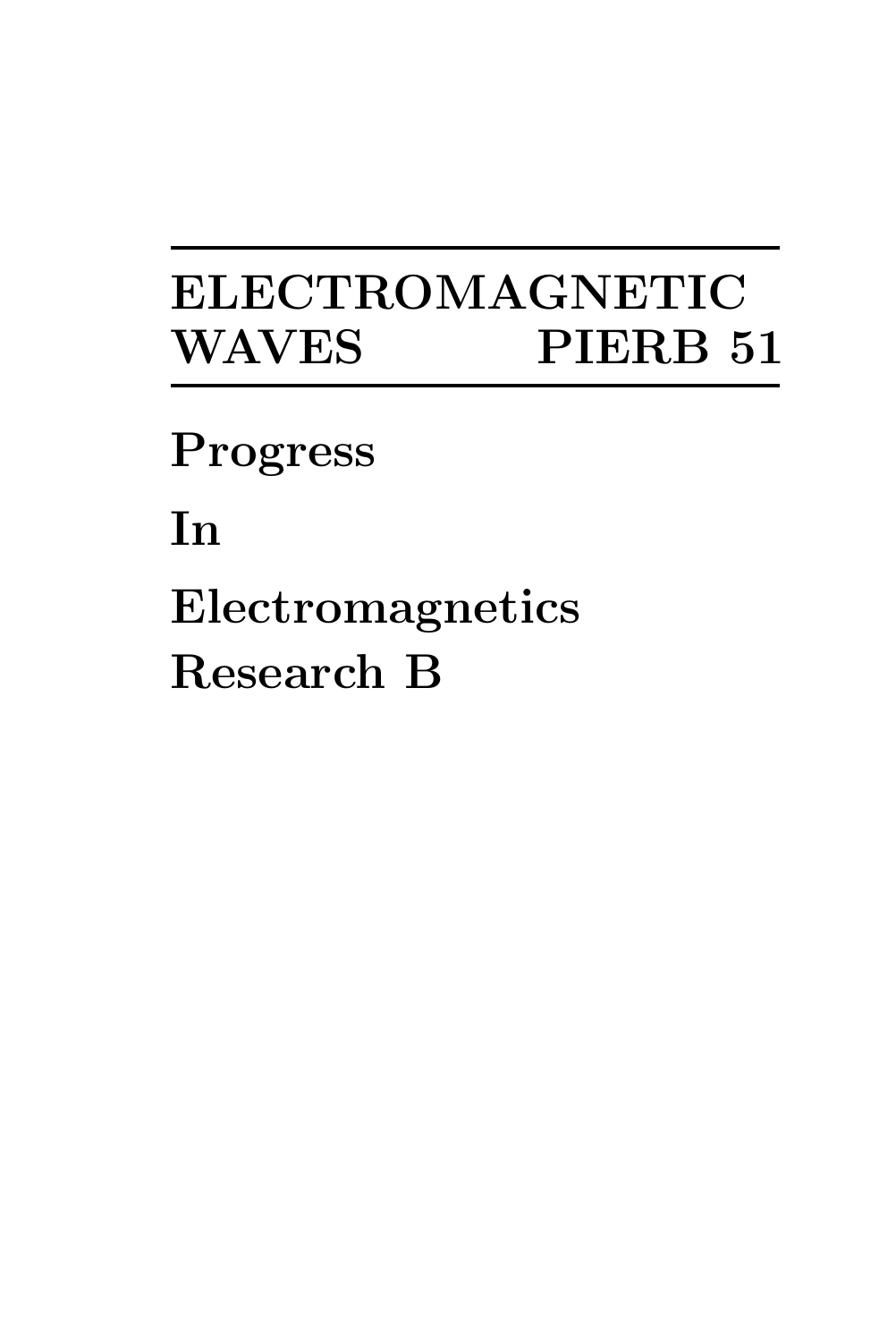# ELECTROMAGNETIC WAVES PIERB 51

**Progress**

**In**

**Electromagnetics**

**Research B**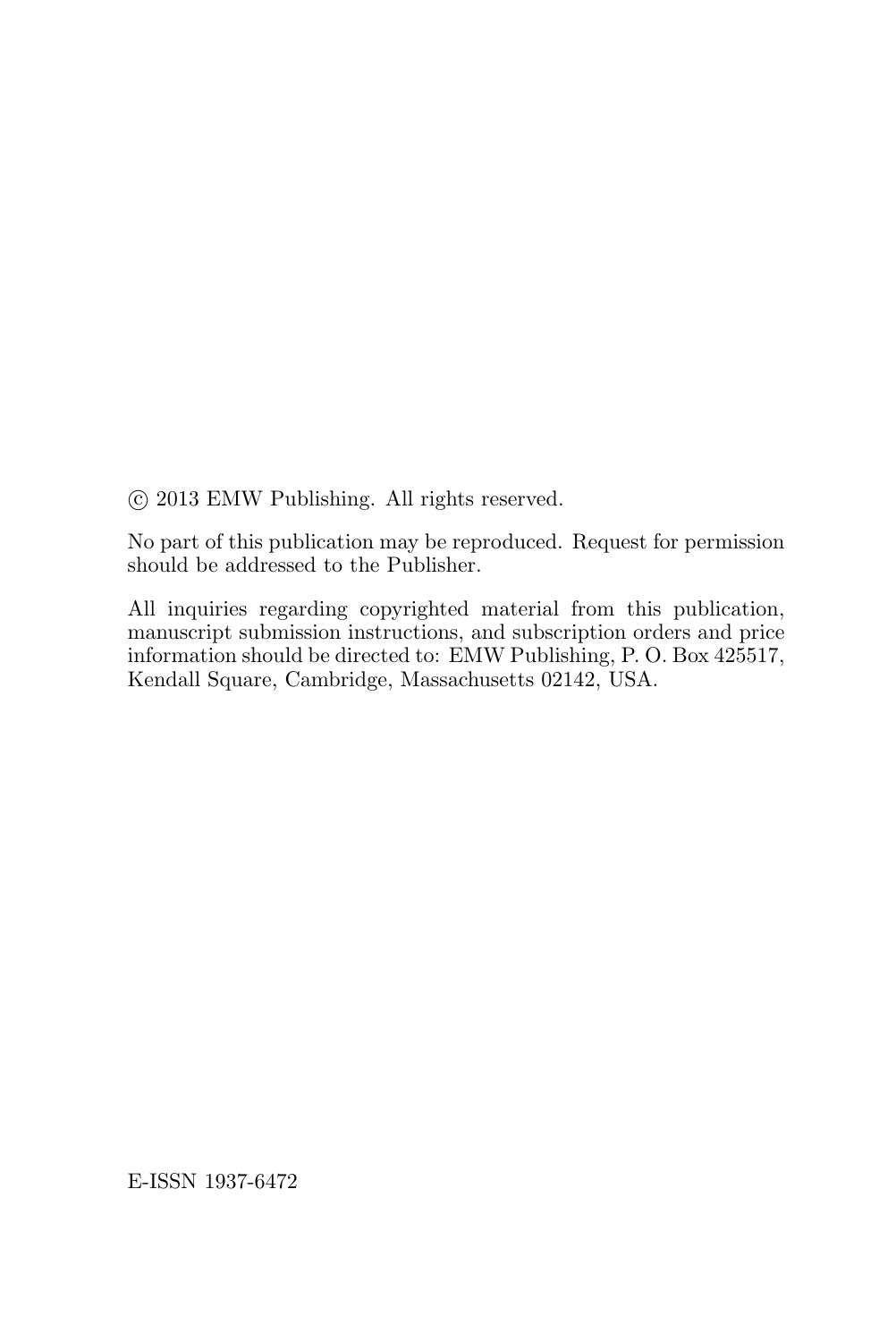© 2013 EMW Publishing. All rights reserved.

No part of this publication may be reproduced. Request for permission should be addressed to the Publisher.

All inquiries regarding copyrighted material from this publication, manuscript submission instructions, and subscription orders and price information should be directed to: EMW Publishing, P. O. Box 425517, Kendall Square, Cambridge, Massachusetts 02142, USA.

E-ISSN 1937-6472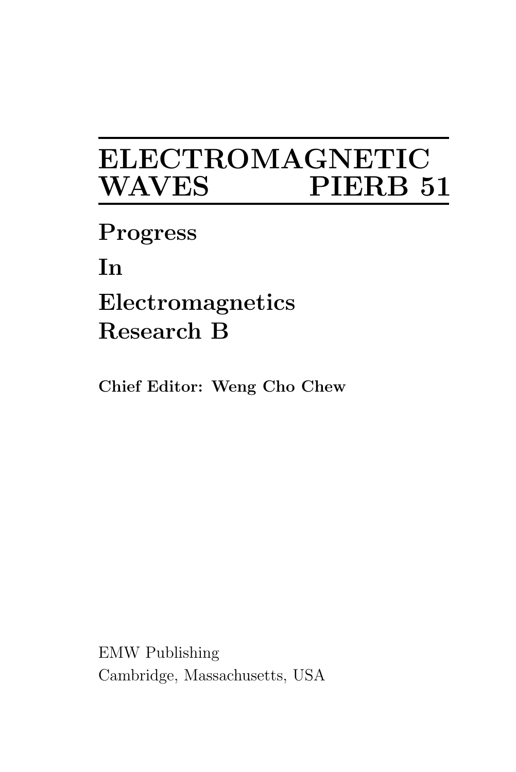# ELECTROMAGNETIC WAVES PIERB 51

**Progress**

**In**

**Electromagnetics Research B**

**Chief Editor: Weng Cho Chew**

EMW Publishing
Cambridge, Massachusetts, USA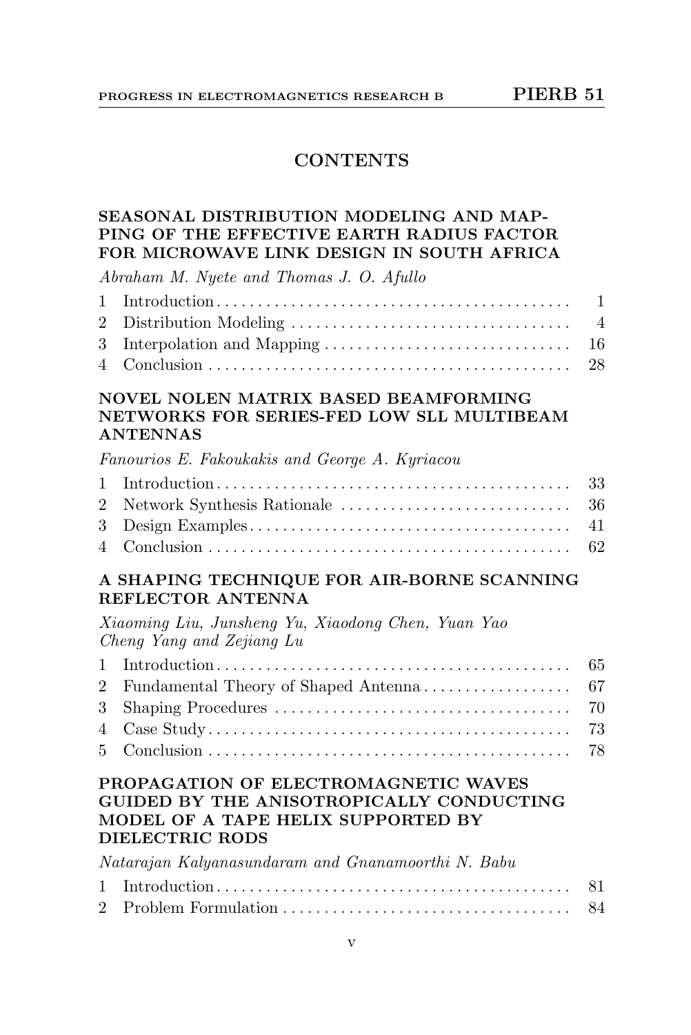## CONTENTS

### SEASONAL DISTRIBUTION MODELING AND MAPPING OF THE EFFECTIVE EARTH RADIUS FACTOR FOR MICROWAVE LINK DESIGN IN SOUTH AFRICA

*Abraham M. Nyete and Thomas J. O. Afullo*

1 Introduction . . . . . . . . . . 1
2 Distribution Modeling . . . . . . . . . . 4
3 Interpolation and Mapping . . . . . . . . . . 16
4 Conclusion . . . . . . . . . . 28

### NOVEL NOLEN MATRIX BASED BEAMFORMING NETWORKS FOR SERIES-FED LOW SLL MULTIBEAM ANTENNAS

*Fanourios E. Fakoukakis and George A. Kyriacou*

1 Introduction . . . . . . . . . . 33
2 Network Synthesis Rationale . . . . . . . . . . 36
3 Design Examples . . . . . . . . . . 41
4 Conclusion . . . . . . . . . . 62

### A SHAPING TECHNIQUE FOR AIR-BORNE SCANNING REFLECTOR ANTENNA

*Xiaoming Liu, Junsheng Yu, Xiaodong Chen, Yuan Yao Cheng Yang and Zejiang Lu*

1 Introduction . . . . . . . . . . 65
2 Fundamental Theory of Shaped Antenna . . . . . . . . . . 67
3 Shaping Procedures . . . . . . . . . . 70
4 Case Study . . . . . . . . . . 73
5 Conclusion . . . . . . . . . . 78

### PROPAGATION OF ELECTROMAGNETIC WAVES GUIDED BY THE ANISOTROPICALLY CONDUCTING MODEL OF A TAPE HELIX SUPPORTED BY DIELECTRIC RODS

*Natarajan Kalyanasundaram and Gnanamoorthi N. Babu*

1 Introduction . . . . . . . . . . 81
2 Problem Formulation . . . . . . . . . . 84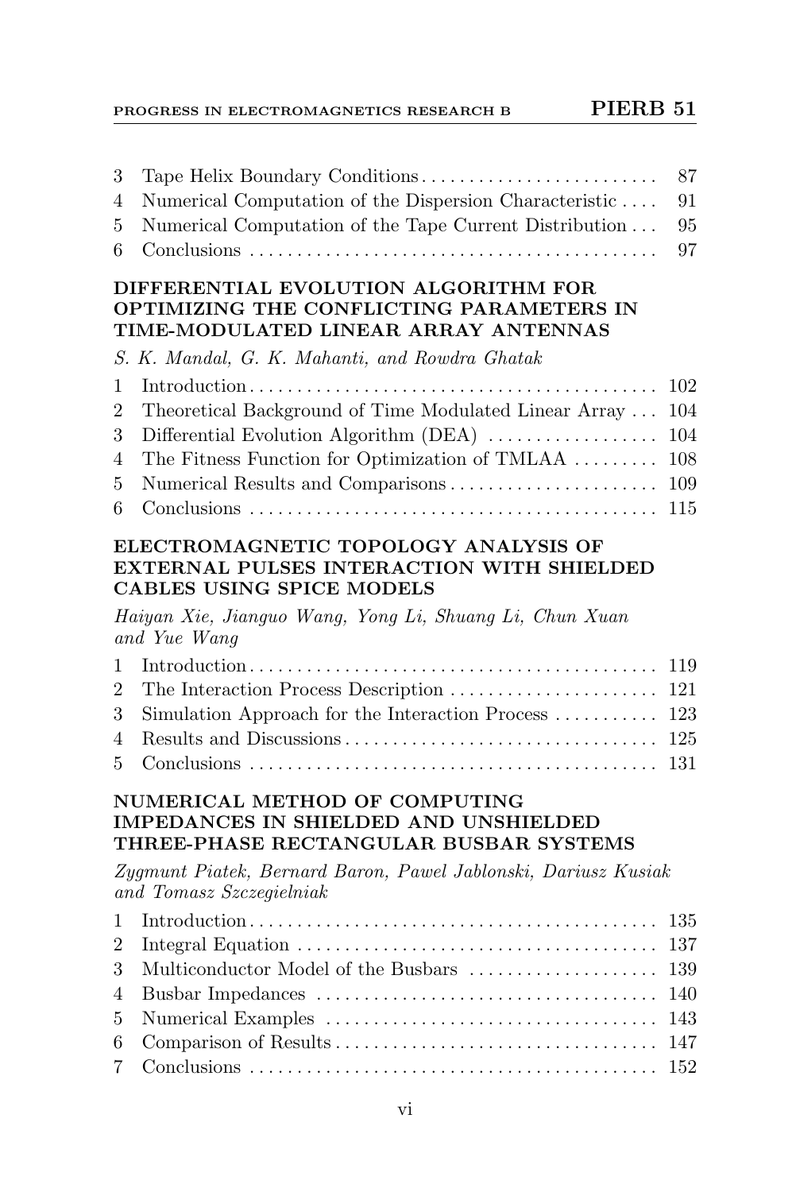| | | |
|---|---|---|
| 3 | Tape Helix Boundary Conditions | 87 |
| 4 | Numerical Computation of the Dispersion Characteristic | 91 |
| 5 | Numerical Computation of the Tape Current Distribution | 95 |
| 6 | Conclusions | 97 |

### DIFFERENTIAL EVOLUTION ALGORITHM FOR OPTIMIZING THE CONFLICTING PARAMETERS IN TIME-MODULATED LINEAR ARRAY ANTENNAS

*S. K. Mandal, G. K. Mahanti, and Rowdra Ghatak*

| | | |
|---|---|---|
| 1 | Introduction | 102 |
| 2 | Theoretical Background of Time Modulated Linear Array | 104 |
| 3 | Differential Evolution Algorithm (DEA) | 104 |
| 4 | The Fitness Function for Optimization of TMLAA | 108 |
| 5 | Numerical Results and Comparisons | 109 |
| 6 | Conclusions | 115 |

### ELECTROMAGNETIC TOPOLOGY ANALYSIS OF EXTERNAL PULSES INTERACTION WITH SHIELDED CABLES USING SPICE MODELS

*Haiyan Xie, Jianguo Wang, Yong Li, Shuang Li, Chun Xuan and Yue Wang*

| | | |
|---|---|---|
| 1 | Introduction | 119 |
| 2 | The Interaction Process Description | 121 |
| 3 | Simulation Approach for the Interaction Process | 123 |
| 4 | Results and Discussions | 125 |
| 5 | Conclusions | 131 |

### NUMERICAL METHOD OF COMPUTING IMPEDANCES IN SHIELDED AND UNSHIELDED THREE-PHASE RECTANGULAR BUSBAR SYSTEMS

*Zygmunt Piatek, Bernard Baron, Pawel Jablonski, Dariusz Kusiak and Tomasz Szczegielniak*

| | | |
|---|---|---|
| 1 | Introduction | 135 |
| 2 | Integral Equation | 137 |
| 3 | Multiconductor Model of the Busbars | 139 |
| 4 | Busbar Impedances | 140 |
| 5 | Numerical Examples | 143 |
| 6 | Comparison of Results | 147 |
| 7 | Conclusions | 152 |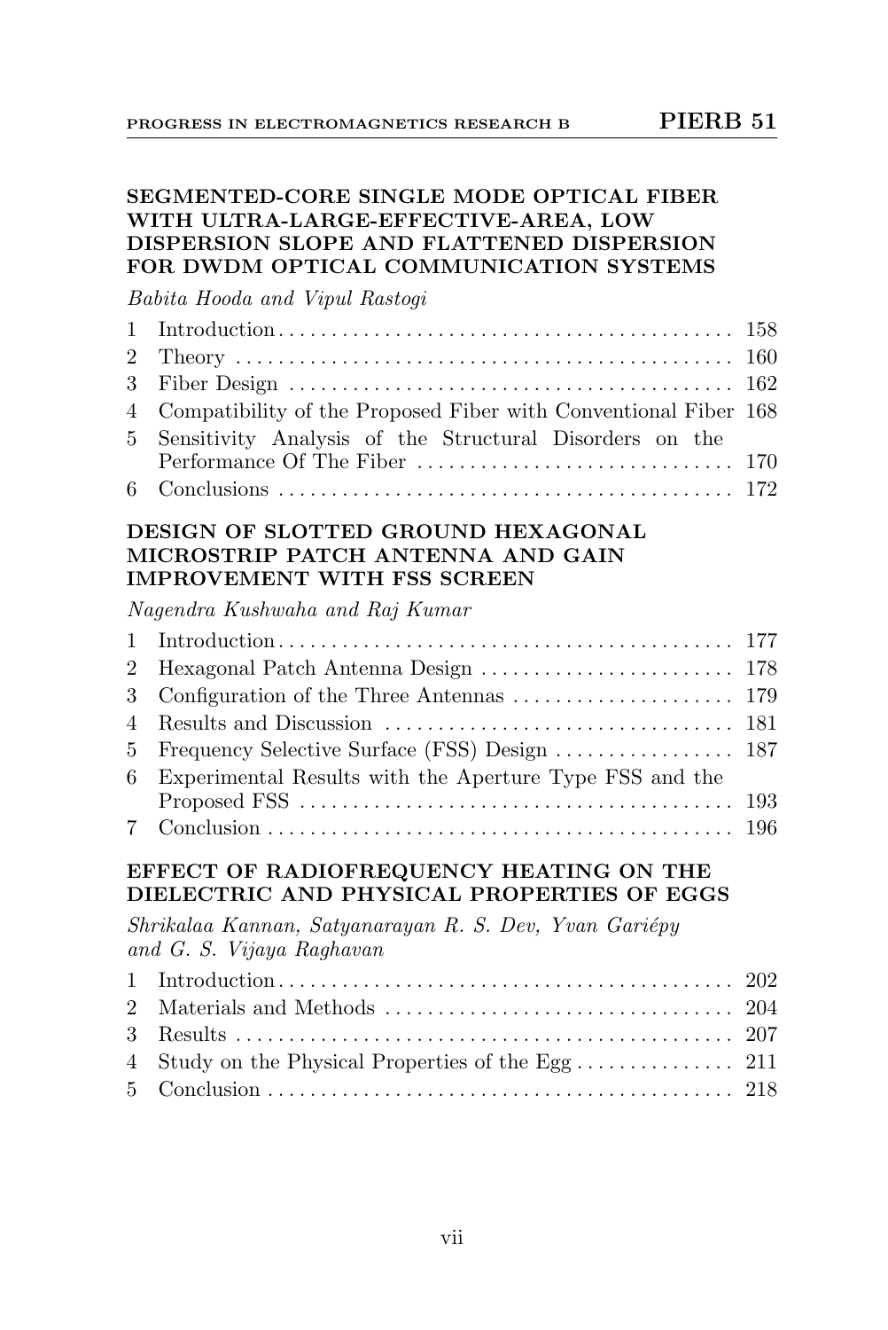### SEGMENTED-CORE SINGLE MODE OPTICAL FIBER WITH ULTRA-LARGE-EFFECTIVE-AREA, LOW DISPERSION SLOPE AND FLATTENED DISPERSION FOR DWDM OPTICAL COMMUNICATION SYSTEMS

*Babita Hooda and Vipul Rastogi*

| | | |
|---|---|---|
| 1 | Introduction | 158 |
| 2 | Theory | 160 |
| 3 | Fiber Design | 162 |
| 4 | Compatibility of the Proposed Fiber with Conventional Fiber | 168 |
| 5 | Sensitivity Analysis of the Structural Disorders on the Performance Of The Fiber | 170 |
| 6 | Conclusions | 172 |

### DESIGN OF SLOTTED GROUND HEXAGONAL MICROSTRIP PATCH ANTENNA AND GAIN IMPROVEMENT WITH FSS SCREEN

*Nagendra Kushwaha and Raj Kumar*

| | | |
|---|---|---|
| 1 | Introduction | 177 |
| 2 | Hexagonal Patch Antenna Design | 178 |
| 3 | Configuration of the Three Antennas | 179 |
| 4 | Results and Discussion | 181 |
| 5 | Frequency Selective Surface (FSS) Design | 187 |
| 6 | Experimental Results with the Aperture Type FSS and the Proposed FSS | 193 |
| 7 | Conclusion | 196 |

### EFFECT OF RADIOFREQUENCY HEATING ON THE DIELECTRIC AND PHYSICAL PROPERTIES OF EGGS

*Shrikalaa Kannan, Satyanarayan R. S. Dev, Yvan Gariépy and G. S. Vijaya Raghavan*

| | | |
|---|---|---|
| 1 | Introduction | 202 |
| 2 | Materials and Methods | 204 |
| 3 | Results | 207 |
| 4 | Study on the Physical Properties of the Egg | 211 |
| 5 | Conclusion | 218 |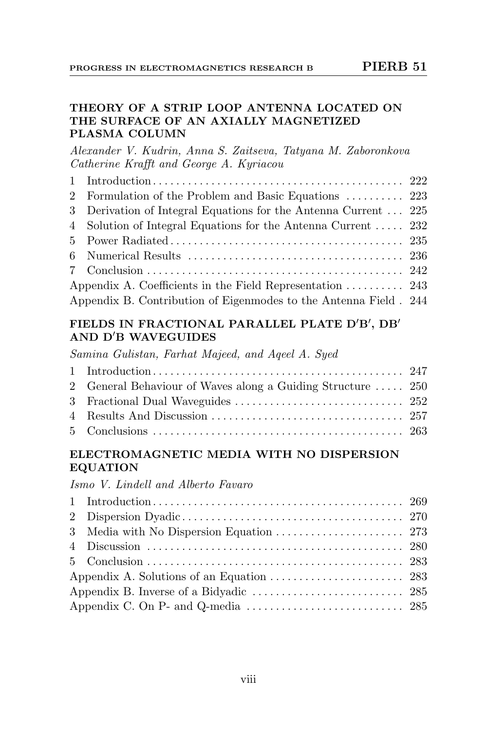### THEORY OF A STRIP LOOP ANTENNA LOCATED ON THE SURFACE OF AN AXIALLY MAGNETIZED PLASMA COLUMN

*Alexander V. Kudrin, Anna S. Zaitseva, Tatyana M. Zaboronkova Catherine Krafft and George A. Kyriacou*

| | | |
|---|---|---|
| 1 | Introduction | 222 |
| 2 | Formulation of the Problem and Basic Equations | 223 |
| 3 | Derivation of Integral Equations for the Antenna Current | 225 |
| 4 | Solution of Integral Equations for the Antenna Current | 232 |
| 5 | Power Radiated | 235 |
| 6 | Numerical Results | 236 |
| 7 | Conclusion | 242 |
| | Appendix A. Coefficients in the Field Representation | 243 |
| | Appendix B. Contribution of Eigenmodes to the Antenna Field | 244 |

### FIELDS IN FRACTIONAL PARALLEL PLATE D′B′, DB′ AND D′B WAVEGUIDES

*Samina Gulistan, Farhat Majeed, and Aqeel A. Syed*

| | | |
|---|---|---|
| 1 | Introduction | 247 |
| 2 | General Behaviour of Waves along a Guiding Structure | 250 |
| 3 | Fractional Dual Waveguides | 252 |
| 4 | Results And Discussion | 257 |
| 5 | Conclusions | 263 |

### ELECTROMAGNETIC MEDIA WITH NO DISPERSION EQUATION

*Ismo V. Lindell and Alberto Favaro*

| | | |
|---|---|---|
| 1 | Introduction | 269 |
| 2 | Dispersion Dyadic | 270 |
| 3 | Media with No Dispersion Equation | 273 |
| 4 | Discussion | 280 |
| 5 | Conclusion | 283 |
| | Appendix A. Solutions of an Equation | 283 |
| | Appendix B. Inverse of a Bidyadic | 285 |
| | Appendix C. On P- and Q-media | 285 |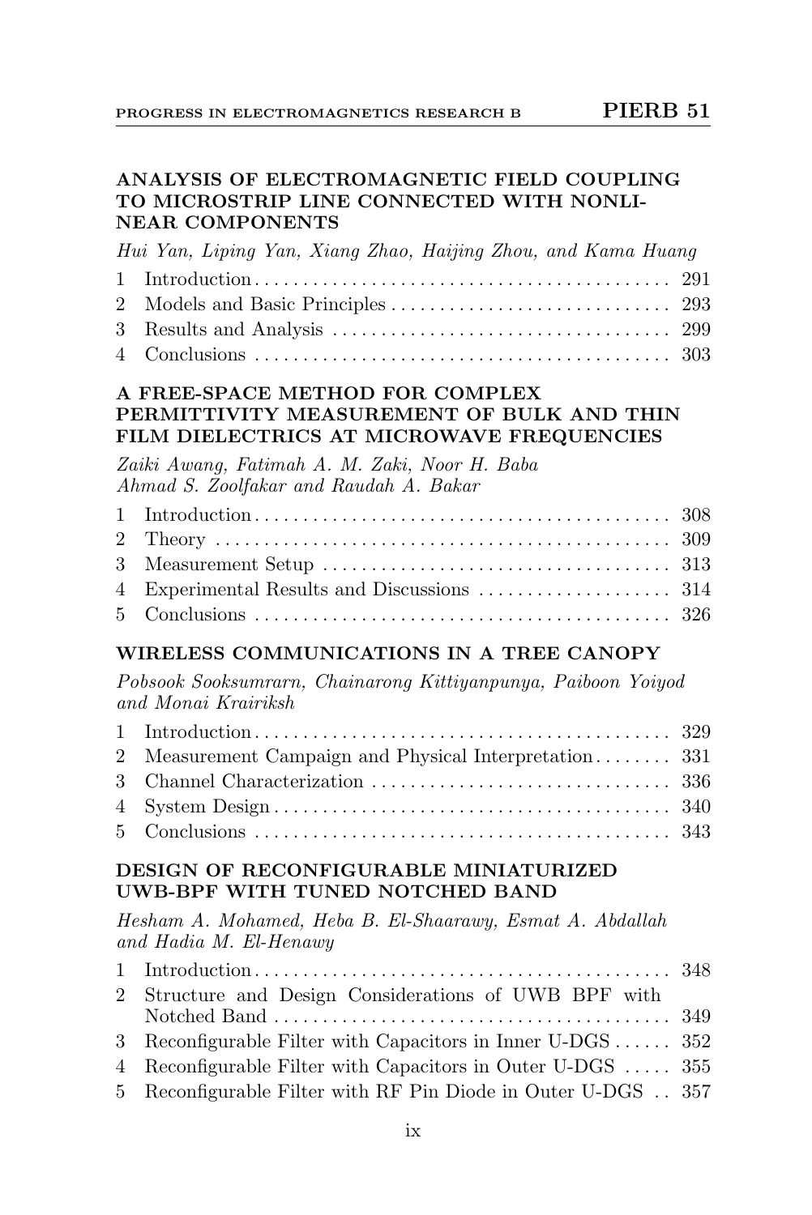**ANALYSIS OF ELECTROMAGNETIC FIELD COUPLING TO MICROSTRIP LINE CONNECTED WITH NONLINEAR COMPONENTS**

*Hui Yan, Liping Yan, Xiang Zhao, Haijing Zhou, and Kama Huang*

| | | |
|---|---|---|
| 1 | Introduction | 291 |
| 2 | Models and Basic Principles | 293 |
| 3 | Results and Analysis | 299 |
| 4 | Conclusions | 303 |

**A FREE-SPACE METHOD FOR COMPLEX PERMITTIVITY MEASUREMENT OF BULK AND THIN FILM DIELECTRICS AT MICROWAVE FREQUENCIES**

*Zaiki Awang, Fatimah A. M. Zaki, Noor H. Baba*
*Ahmad S. Zoolfakar and Raudah A. Bakar*

| | | |
|---|---|---|
| 1 | Introduction | 308 |
| 2 | Theory | 309 |
| 3 | Measurement Setup | 313 |
| 4 | Experimental Results and Discussions | 314 |
| 5 | Conclusions | 326 |

**WIRELESS COMMUNICATIONS IN A TREE CANOPY**

*Pobsook Sooksumrarn, Chainarong Kittiyanpunya, Paiboon Yoiyod and Monai Krairiksh*

| | | |
|---|---|---|
| 1 | Introduction | 329 |
| 2 | Measurement Campaign and Physical Interpretation | 331 |
| 3 | Channel Characterization | 336 |
| 4 | System Design | 340 |
| 5 | Conclusions | 343 |

**DESIGN OF RECONFIGURABLE MINIATURIZED UWB-BPF WITH TUNED NOTCHED BAND**

*Hesham A. Mohamed, Heba B. El-Shaarawy, Esmat A. Abdallah and Hadia M. El-Henawy*

| | | |
|---|---|---|
| 1 | Introduction | 348 |
| 2 | Structure and Design Considerations of UWB BPF with Notched Band | 349 |
| 3 | Reconfigurable Filter with Capacitors in Inner U-DGS | 352 |
| 4 | Reconfigurable Filter with Capacitors in Outer U-DGS | 355 |
| 5 | Reconfigurable Filter with RF Pin Diode in Outer U-DGS | 357 |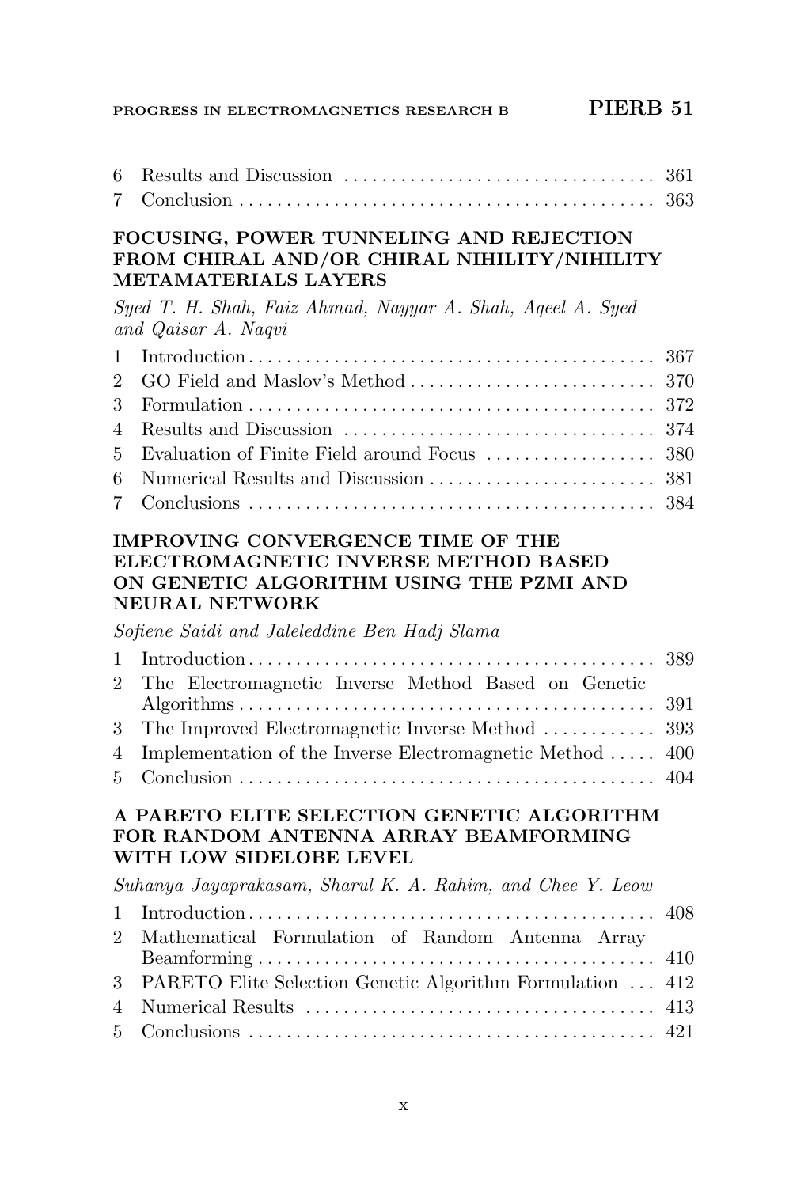| | | |
|---|---|---|
| 6 | Results and Discussion | 361 |
| 7 | Conclusion | 363 |

### FOCUSING, POWER TUNNELING AND REJECTION FROM CHIRAL AND/OR CHIRAL NIHILITY/NIHILITY METAMATERIALS LAYERS

*Syed T. H. Shah, Faiz Ahmad, Nayyar A. Shah, Aqeel A. Syed and Qaisar A. Naqvi*

| | | |
|---|---|---|
| 1 | Introduction | 367 |
| 2 | GO Field and Maslov's Method | 370 |
| 3 | Formulation | 372 |
| 4 | Results and Discussion | 374 |
| 5 | Evaluation of Finite Field around Focus | 380 |
| 6 | Numerical Results and Discussion | 381 |
| 7 | Conclusions | 384 |

### IMPROVING CONVERGENCE TIME OF THE ELECTROMAGNETIC INVERSE METHOD BASED ON GENETIC ALGORITHM USING THE PZMI AND NEURAL NETWORK

*Sofiene Saidi and Jaleleddine Ben Hadj Slama*

| | | |
|---|---|---|
| 1 | Introduction | 389 |
| 2 | The Electromagnetic Inverse Method Based on Genetic Algorithms | 391 |
| 3 | The Improved Electromagnetic Inverse Method | 393 |
| 4 | Implementation of the Inverse Electromagnetic Method | 400 |
| 5 | Conclusion | 404 |

### A PARETO ELITE SELECTION GENETIC ALGORITHM FOR RANDOM ANTENNA ARRAY BEAMFORMING WITH LOW SIDELOBE LEVEL

*Suhanya Jayaprakasam, Sharul K. A. Rahim, and Chee Y. Leow*

| | | |
|---|---|---|
| 1 | Introduction | 408 |
| 2 | Mathematical Formulation of Random Antenna Array Beamforming | 410 |
| 3 | PARETO Elite Selection Genetic Algorithm Formulation | 412 |
| 4 | Numerical Results | 413 |
| 5 | Conclusions | 421 |